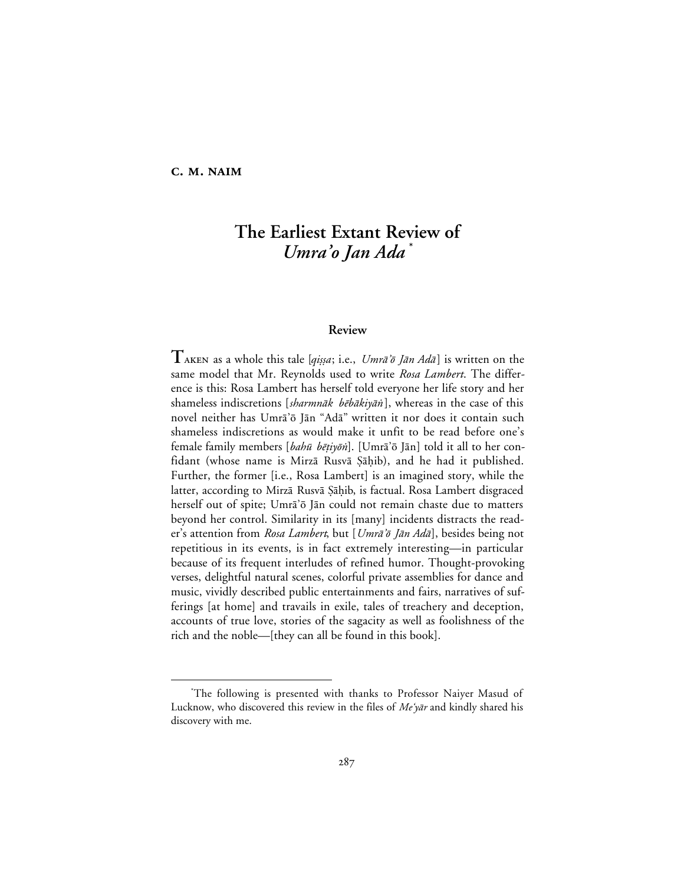**C. M. NAIM**

# The Earliest Extant Review of *Umra'o Jan Ada*[*]

## Review

TAKEN as a whole this tale [*qiṣṣa*; i.e., *Umrā'ō Jān Adā*] is written on the same model that Mr. Reynolds used to write *Rosa Lambert*. The difference is this: Rosa Lambert has herself told everyone her life story and her shameless indiscretions [*sharmnāk bēbākiyāṅ*], whereas in the case of this novel neither has Umrā'ō Jān "Adā" written it nor does it contain such shameless indiscretions as would make it unfit to be read before one's female family members [*bahū bēṭiyōṅ*]. [Umrā'ō Jān] told it all to her confidant (whose name is Mirzā Rusvā Ṣāḥib), and he had it published. Further, the former [i.e., Rosa Lambert] is an imagined story, while the latter, according to Mirzā Rusvā Ṣāḥib, is factual. Rosa Lambert disgraced herself out of spite; Umrā'ō Jān could not remain chaste due to matters beyond her control. Similarity in its [many] incidents distracts the reader's attention from *Rosa Lambert*, but [*Umrā'ō Jān Adā*], besides being not repetitious in its events, is in fact extremely interesting—in particular because of its frequent interludes of refined humor. Thought-provoking verses, delightful natural scenes, colorful private assemblies for dance and music, vividly described public entertainments and fairs, narratives of sufferings [at home] and travails in exile, tales of treachery and deception, accounts of true love, stories of the sagacity as well as foolishness of the rich and the noble—[they can all be found in this book].

---

[*] The following is presented with thanks to Professor Naiyer Masud of Lucknow, who discovered this review in the files of *Me'yār* and kindly shared his discovery with me.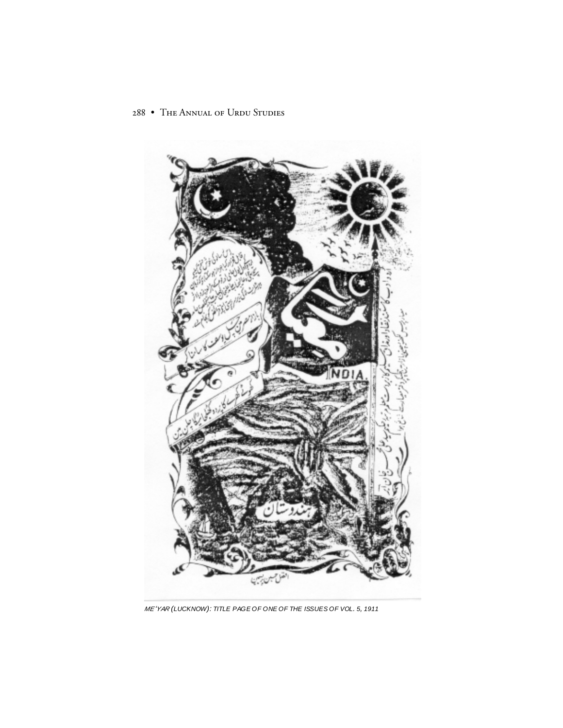ME'YAR (LUCKNOW): TITLE PAGE OF ONE OF THE ISSUES OF VOL. 5, 1911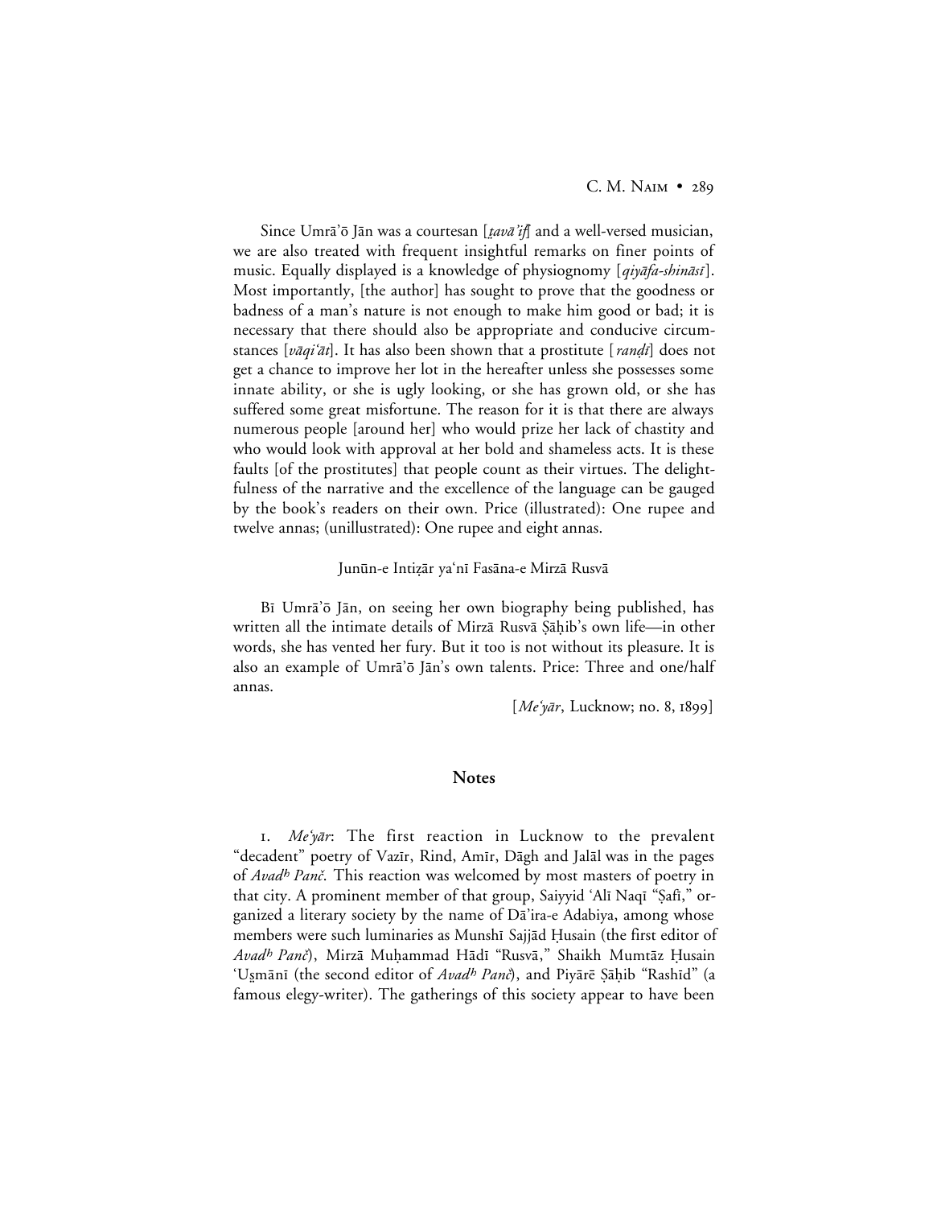Since Umrā'ō Jān was a courtesan [*ṯavā'if*] and a well-versed musician, we are also treated with frequent insightful remarks on finer points of music. Equally displayed is a knowledge of physiognomy [*qiyāfa-shināsī*]. Most importantly, [the author] has sought to prove that the goodness or badness of a man's nature is not enough to make him good or bad; it is necessary that there should also be appropriate and conducive circumstances [*vāqi'āt*]. It has also been shown that a prostitute [*ranḍī*] does not get a chance to improve her lot in the hereafter unless she possesses some innate ability, or she is ugly looking, or she has grown old, or she has suffered some great misfortune. The reason for it is that there are always numerous people [around her] who would prize her lack of chastity and who would look with approval at her bold and shameless acts. It is these faults [of the prostitutes] that people count as their virtues. The delightfulness of the narrative and the excellence of the language can be gauged by the book's readers on their own. Price (illustrated): One rupee and twelve annas; (unillustrated): One rupee and eight annas.

Junūn-e Intiẓār ya'nī Fasāna-e Mirzā Rusvā

Bī Umrā'ō Jān, on seeing her own biography being published, has written all the intimate details of Mirzā Rusvā Ṣāḥib's own life—in other words, she has vented her fury. But it too is not without its pleasure. It is also an example of Umrā'ō Jān's own talents. Price: Three and one/half annas.

[*Me'yār*, Lucknow; no. 8, 1899]

## Notes

1. *Me'yār*: The first reaction in Lucknow to the prevalent "decadent" poetry of Vazīr, Rind, Amīr, Dāgh and Jalāl was in the pages of *Avadh Panč*. This reaction was welcomed by most masters of poetry in that city. A prominent member of that group, Saiyyid 'Alī Naqī "Ṣafī," organized a literary society by the name of Dā'ira-e Adabiya, among whose members were such luminaries as Munshī Sajjād Ḥusain (the first editor of *Avadh Panč*), Mirzā Muḥammad Hādī "Rusvā," Shaikh Mumtāz Ḥusain 'Uṣmānī (the second editor of *Avadh Panč*), and Piyārē Ṣāḥib "Rashīd" (a famous elegy-writer). The gatherings of this society appear to have been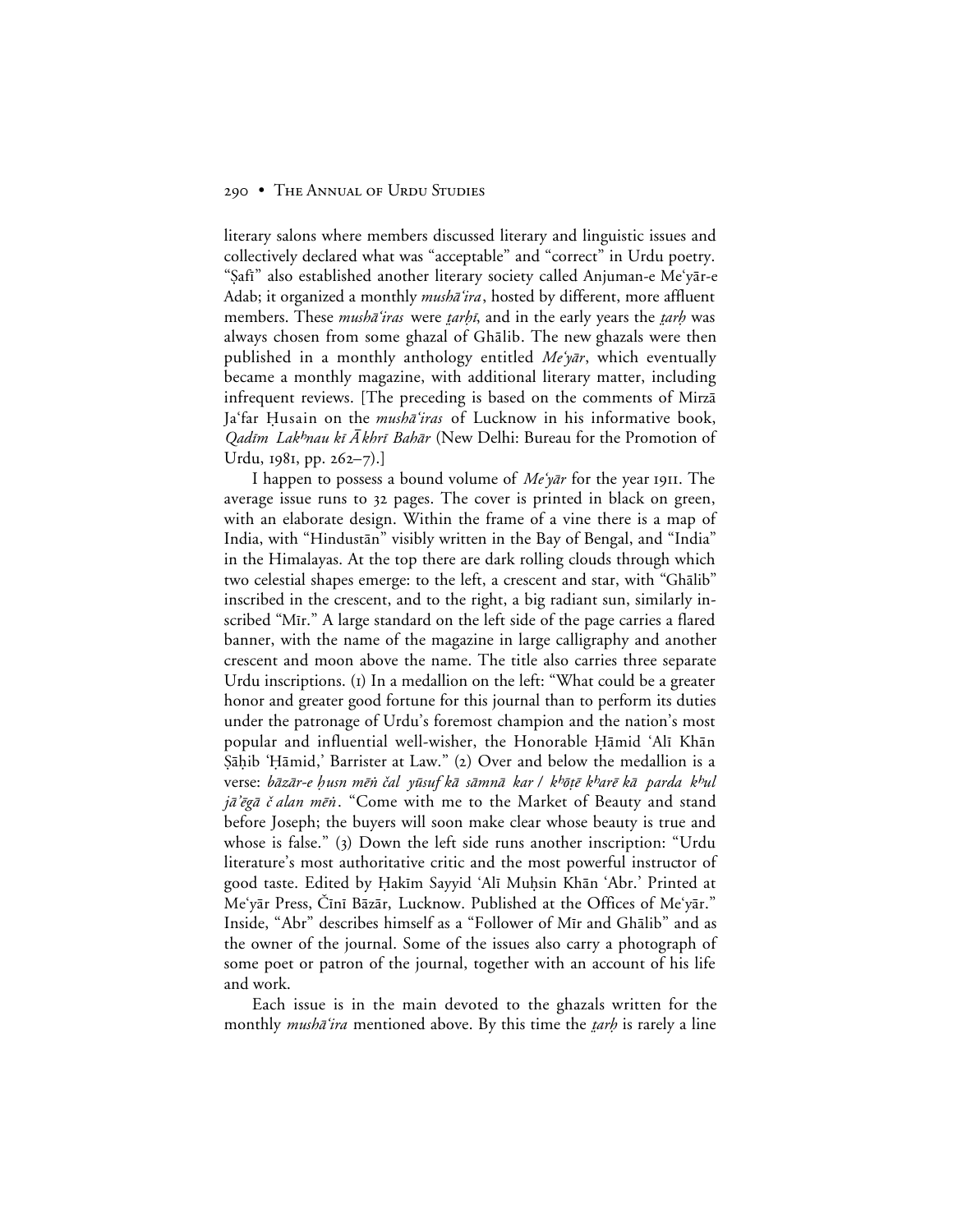literary salons where members discussed literary and linguistic issues and collectively declared what was "acceptable" and "correct" in Urdu poetry. "Ṣafī" also established another literary society called Anjuman-e Me'yār-e Adab; it organized a monthly *mushā'ira*, hosted by different, more affluent members. These *mushā'iras* were *ṭarḥī*, and in the early years the *ṭarḥ* was always chosen from some ghazal of Ghālib. The new ghazals were then published in a monthly anthology entitled *Me'yār*, which eventually became a monthly magazine, with additional literary matter, including infrequent reviews. [The preceding is based on the comments of Mirzā Ja'far Ḥusain on the *mushā'iras* of Lucknow in his informative book, *Qadīm Lakʰnau kī Āk͟hrī Bahār* (New Delhi: Bureau for the Promotion of Urdu, 1981, pp. 262–7).]

I happen to possess a bound volume of *Me'yār* for the year 1911. The average issue runs to 32 pages. The cover is printed in black on green, with an elaborate design. Within the frame of a vine there is a map of India, with "Hindustān" visibly written in the Bay of Bengal, and "India" in the Himalayas. At the top there are dark rolling clouds through which two celestial shapes emerge: to the left, a crescent and star, with "Ghālib" inscribed in the crescent, and to the right, a big radiant sun, similarly inscribed "Mīr." A large standard on the left side of the page carries a flared banner, with the name of the magazine in large calligraphy and another crescent and moon above the name. The title also carries three separate Urdu inscriptions. (1) In a medallion on the left: "What could be a greater honor and greater good fortune for this journal than to perform its duties under the patronage of Urdu's foremost champion and the nation's most popular and influential well-wisher, the Honorable Ḥāmid 'Alī Khān Ṣāḥib 'Ḥāmid,' Barrister at Law." (2) Over and below the medallion is a verse: *bāzār-e ḥusn mēṅ čal yūsuf kā sāmnā kar / kʰōṭē kʰarē kā parda kʰul jā'ēgā čalan mēṅ*. "Come with me to the Market of Beauty and stand before Joseph; the buyers will soon make clear whose beauty is true and whose is false." (3) Down the left side runs another inscription: "Urdu literature's most authoritative critic and the most powerful instructor of good taste. Edited by Ḥakīm Sayyid 'Alī Muḥsin Khān 'Abr.' Printed at Me'yār Press, Čīnī Bāzār, Lucknow. Published at the Offices of Me'yār." Inside, "Abr" describes himself as a "Follower of Mīr and Ghālib" and as the owner of the journal. Some of the issues also carry a photograph of some poet or patron of the journal, together with an account of his life and work.

Each issue is in the main devoted to the ghazals written for the monthly *mushā'ira* mentioned above. By this time the *ṭarḥ* is rarely a line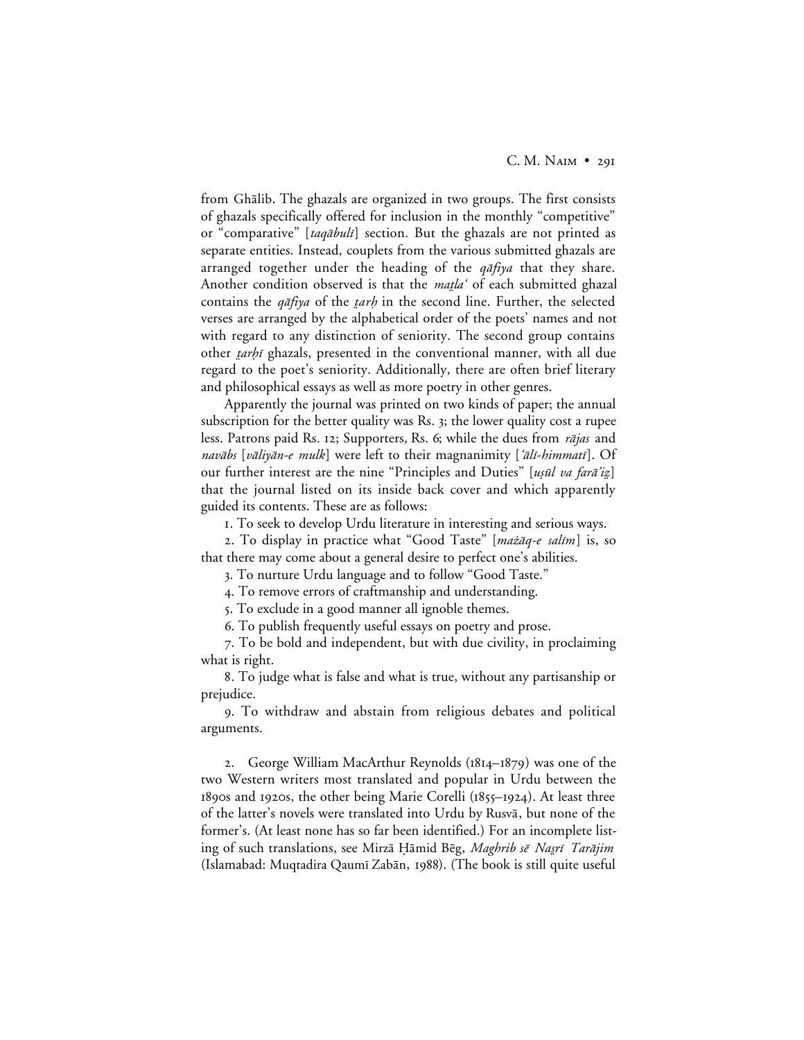from Ghālib. The ghazals are organized in two groups. The first consists of ghazals specifically offered for inclusion in the monthly "competitive" or "comparative" [*taqābulī*] section. But the ghazals are not printed as separate entities. Instead, couplets from the various submitted ghazals are arranged together under the heading of the *qāfiya* that they share. Another condition observed is that the *maṭla'* of each submitted ghazal contains the *qāfiya* of the *ṭarḥ* in the second line. Further, the selected verses are arranged by the alphabetical order of the poets' names and not with regard to any distinction of seniority. The second group contains other *ṭarḥī* ghazals, presented in the conventional manner, with all due regard to the poet's seniority. Additionally, there are often brief literary and philosophical essays as well as more poetry in other genres.

Apparently the journal was printed on two kinds of paper; the annual subscription for the better quality was Rs. 3; the lower quality cost a rupee less. Patrons paid Rs. 12; Supporters, Rs. 6; while the dues from *rājas* and *navābs* [*vāliyān-e mulk*] were left to their magnanimity [*'ālī-himmatī*]. Of our further interest are the nine "Principles and Duties" [*uṣūl va farā'iẓ*] that the journal listed on its inside back cover and which apparently guided its contents. These are as follows:

1. To seek to develop Urdu literature in interesting and serious ways.

2. To display in practice what "Good Taste" [*mażāq-e salīm*] is, so that there may come about a general desire to perfect one's abilities.

3. To nurture Urdu language and to follow "Good Taste."

4. To remove errors of craftmanship and understanding.

5. To exclude in a good manner all ignoble themes.

6. To publish frequently useful essays on poetry and prose.

7. To be bold and independent, but with due civility, in proclaiming what is right.

8. To judge what is false and what is true, without any partisanship or prejudice.

9. To withdraw and abstain from religious debates and political arguments.

2. George William MacArthur Reynolds (1814–1879) was one of the two Western writers most translated and popular in Urdu between the 1890s and 1920s, the other being Marie Corelli (1855–1924). At least three of the latter's novels were translated into Urdu by Rusvā, but none of the former's. (At least none has so far been identified.) For an incomplete listing of such translations, see Mirzā Ḥāmid Bēg, *Maghrib sē Naṣrī Tarājim* (Islamabad: Muqtadira Qaumī Zabān, 1988). (The book is still quite useful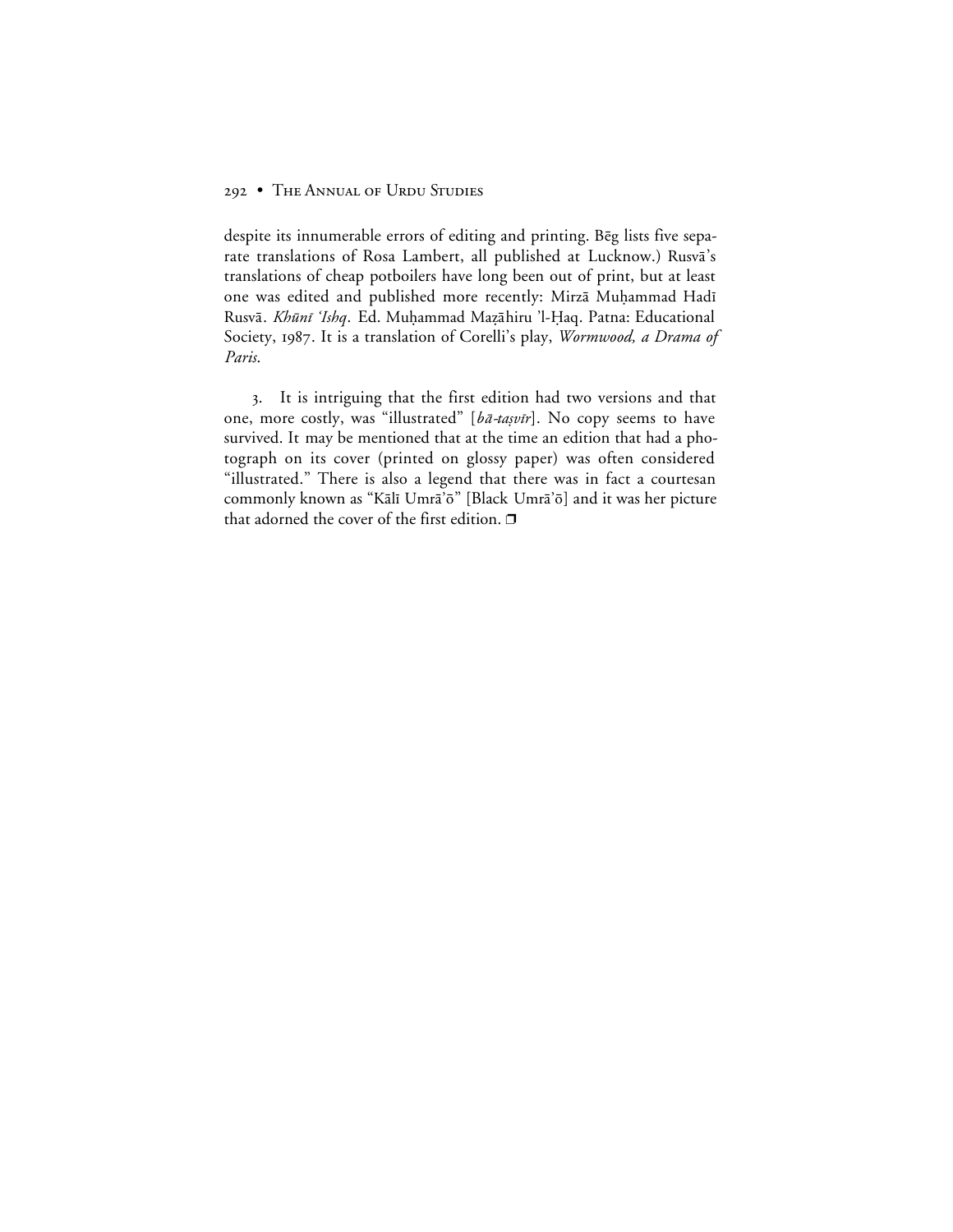despite its innumerable errors of editing and printing. Bēg lists five separate translations of Rosa Lambert, all published at Lucknow.) Rusvā's translations of cheap potboilers have long been out of print, but at least one was edited and published more recently: Mirzā Muḥammad Hadī Rusvā. *Khūnī 'Ishq*. Ed. Muḥammad Maẓāhiru 'l-Ḥaq. Patna: Educational Society, 1987. It is a translation of Corelli's play, *Wormwood, a Drama of Paris*.

3. It is intriguing that the first edition had two versions and that one, more costly, was "illustrated" [*bā-taṣvīr*]. No copy seems to have survived. It may be mentioned that at the time an edition that had a photograph on its cover (printed on glossy paper) was often considered "illustrated." There is also a legend that there was in fact a courtesan commonly known as "Kālī Umrā'ō" [Black Umrā'ō] and it was her picture that adorned the cover of the first edition. ❐